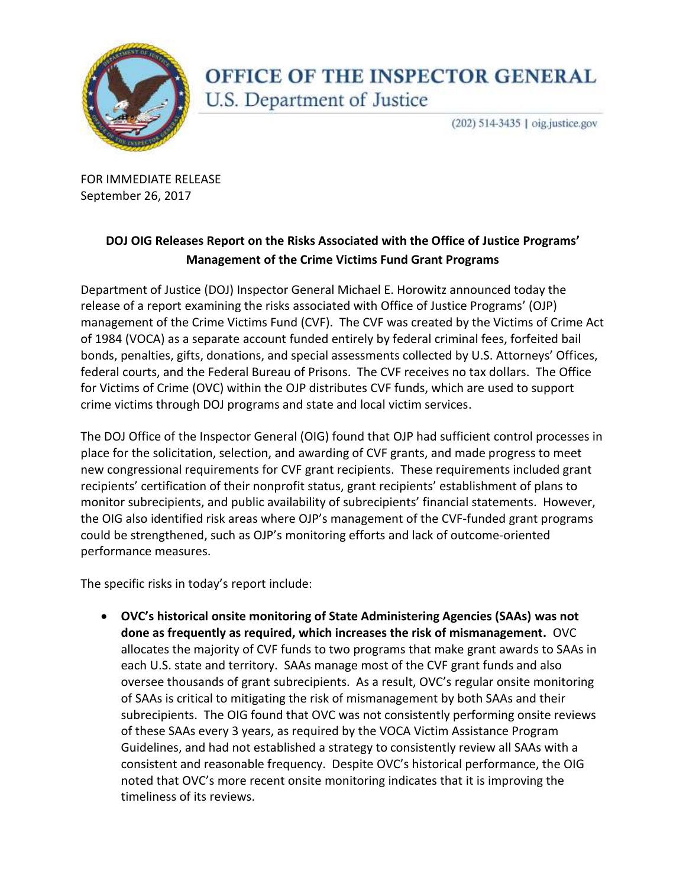# OFFICE OF THE INSPECTOR GENERAL

U.S. Department of Justice

(202) 514-3435 | oig.justice.gov

FOR IMMEDIATE RELEASE
September 26, 2017

## DOJ OIG Releases Report on the Risks Associated with the Office of Justice Programs' Management of the Crime Victims Fund Grant Programs

Department of Justice (DOJ) Inspector General Michael E. Horowitz announced today the release of a report examining the risks associated with Office of Justice Programs' (OJP) management of the Crime Victims Fund (CVF). The CVF was created by the Victims of Crime Act of 1984 (VOCA) as a separate account funded entirely by federal criminal fees, forfeited bail bonds, penalties, gifts, donations, and special assessments collected by U.S. Attorneys' Offices, federal courts, and the Federal Bureau of Prisons. The CVF receives no tax dollars. The Office for Victims of Crime (OVC) within the OJP distributes CVF funds, which are used to support crime victims through DOJ programs and state and local victim services.

The DOJ Office of the Inspector General (OIG) found that OJP had sufficient control processes in place for the solicitation, selection, and awarding of CVF grants, and made progress to meet new congressional requirements for CVF grant recipients. These requirements included grant recipients' certification of their nonprofit status, grant recipients' establishment of plans to monitor subrecipients, and public availability of subrecipients' financial statements. However, the OIG also identified risk areas where OJP's management of the CVF-funded grant programs could be strengthened, such as OJP's monitoring efforts and lack of outcome-oriented performance measures.

The specific risks in today's report include:

- **OVC's historical onsite monitoring of State Administering Agencies (SAAs) was not done as frequently as required, which increases the risk of mismanagement.** OVC allocates the majority of CVF funds to two programs that make grant awards to SAAs in each U.S. state and territory. SAAs manage most of the CVF grant funds and also oversee thousands of grant subrecipients. As a result, OVC's regular onsite monitoring of SAAs is critical to mitigating the risk of mismanagement by both SAAs and their subrecipients. The OIG found that OVC was not consistently performing onsite reviews of these SAAs every 3 years, as required by the VOCA Victim Assistance Program Guidelines, and had not established a strategy to consistently review all SAAs with a consistent and reasonable frequency. Despite OVC's historical performance, the OIG noted that OVC's more recent onsite monitoring indicates that it is improving the timeliness of its reviews.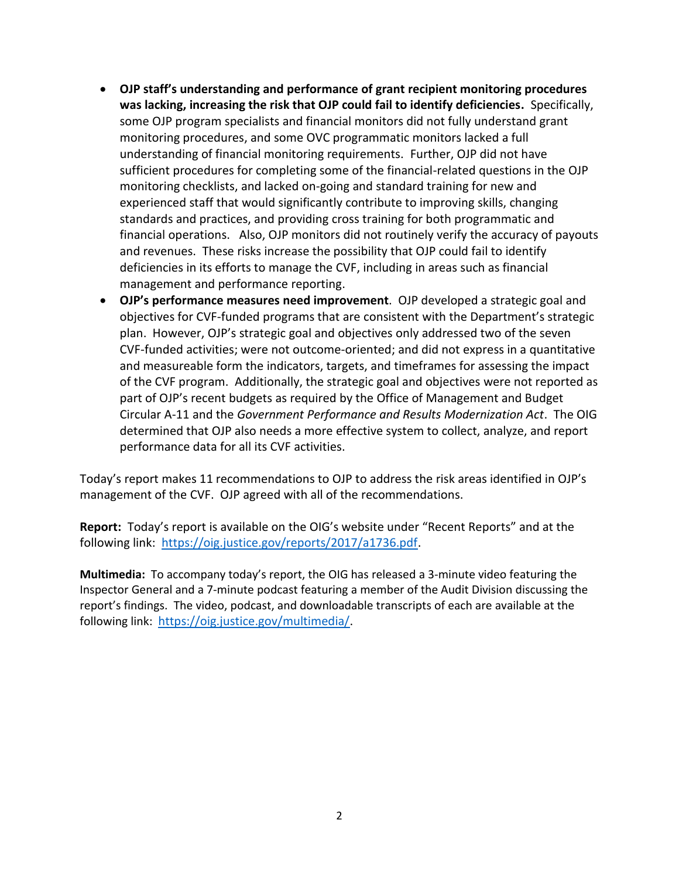- **OJP staff's understanding and performance of grant recipient monitoring procedures was lacking, increasing the risk that OJP could fail to identify deficiencies.** Specifically, some OJP program specialists and financial monitors did not fully understand grant monitoring procedures, and some OVC programmatic monitors lacked a full understanding of financial monitoring requirements. Further, OJP did not have sufficient procedures for completing some of the financial-related questions in the OJP monitoring checklists, and lacked on-going and standard training for new and experienced staff that would significantly contribute to improving skills, changing standards and practices, and providing cross training for both programmatic and financial operations. Also, OJP monitors did not routinely verify the accuracy of payouts and revenues. These risks increase the possibility that OJP could fail to identify deficiencies in its efforts to manage the CVF, including in areas such as financial management and performance reporting.
- **OJP's performance measures need improvement**. OJP developed a strategic goal and objectives for CVF-funded programs that are consistent with the Department's strategic plan. However, OJP's strategic goal and objectives only addressed two of the seven CVF-funded activities; were not outcome-oriented; and did not express in a quantitative and measureable form the indicators, targets, and timeframes for assessing the impact of the CVF program. Additionally, the strategic goal and objectives were not reported as part of OJP's recent budgets as required by the Office of Management and Budget Circular A-11 and the *Government Performance and Results Modernization Act*. The OIG determined that OJP also needs a more effective system to collect, analyze, and report performance data for all its CVF activities.

Today's report makes 11 recommendations to OJP to address the risk areas identified in OJP's management of the CVF. OJP agreed with all of the recommendations.

**Report:** Today's report is available on the OIG's website under "Recent Reports" and at the following link: [https://oig.justice.gov/reports/2017/a1736.pdf](https://oig.justice.gov/reports/2017/a1736.pdf).

**Multimedia:** To accompany today's report, the OIG has released a 3-minute video featuring the Inspector General and a 7-minute podcast featuring a member of the Audit Division discussing the report's findings. The video, podcast, and downloadable transcripts of each are available at the following link: [https://oig.justice.gov/multimedia/](https://oig.justice.gov/multimedia/).